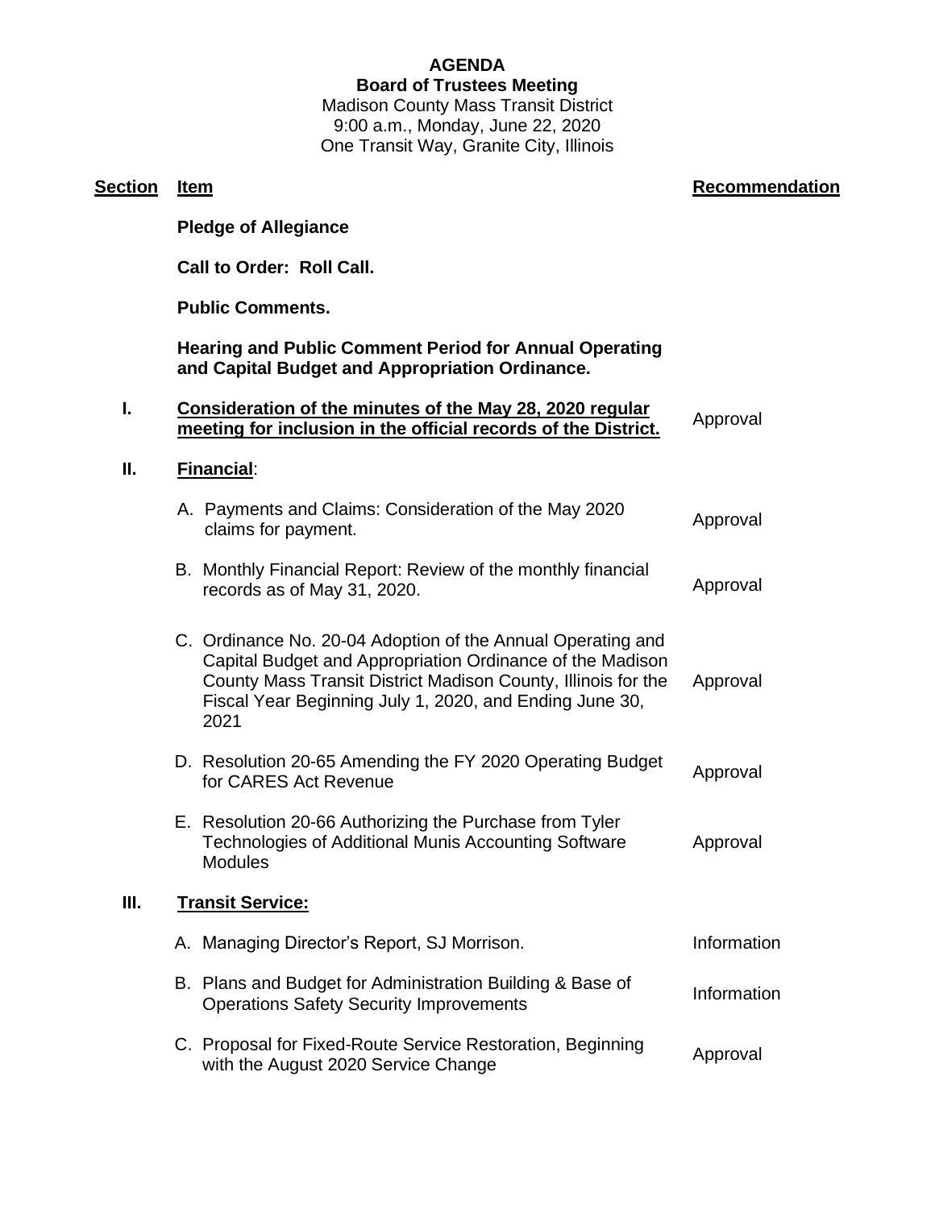**AGENDA**
**Board of Trustees Meeting**
Madison County Mass Transit District
9:00 a.m., Monday, June 22, 2020
One Transit Way, Granite City, Illinois

| Section | Item | Recommendation |
|---|---|---|
| | **Pledge of Allegiance** | |
| | **Call to Order: Roll Call.** | |
| | **Public Comments.** | |
| | **Hearing and Public Comment Period for Annual Operating and Capital Budget and Appropriation Ordinance.** | |
| I. | **Consideration of the minutes of the May 28, 2020 regular meeting for inclusion in the official records of the District.** | Approval |
| II. | **Financial**: | |
| | A. Payments and Claims: Consideration of the May 2020 claims for payment. | Approval |
| | B. Monthly Financial Report: Review of the monthly financial records as of May 31, 2020. | Approval |
| | C. Ordinance No. 20-04 Adoption of the Annual Operating and Capital Budget and Appropriation Ordinance of the Madison County Mass Transit District Madison County, Illinois for the Fiscal Year Beginning July 1, 2020, and Ending June 30, 2021 | Approval |
| | D. Resolution 20-65 Amending the FY 2020 Operating Budget for CARES Act Revenue | Approval |
| | E. Resolution 20-66 Authorizing the Purchase from Tyler Technologies of Additional Munis Accounting Software Modules | Approval |
| III. | **Transit Service:** | |
| | A. Managing Director's Report, SJ Morrison. | Information |
| | B. Plans and Budget for Administration Building & Base of Operations Safety Security Improvements | Information |
| | C. Proposal for Fixed-Route Service Restoration, Beginning with the August 2020 Service Change | Approval |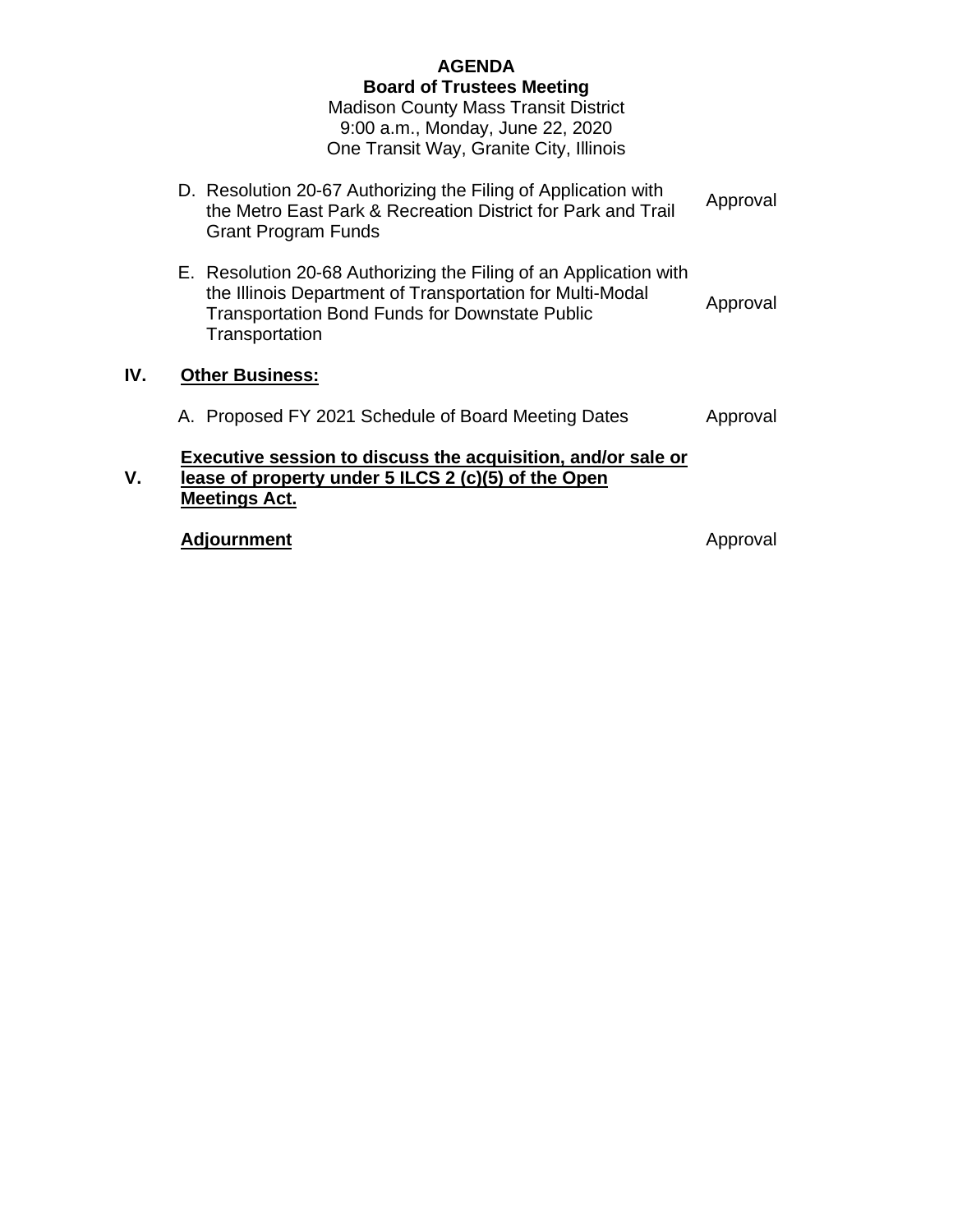**AGENDA**
**Board of Trustees Meeting**
Madison County Mass Transit District
9:00 a.m., Monday, June 22, 2020
One Transit Way, Granite City, Illinois

| | | |
|---|---|---|
| | D. Resolution 20-67 Authorizing the Filing of Application with the Metro East Park & Recreation District for Park and Trail Grant Program Funds | Approval |
| | E. Resolution 20-68 Authorizing the Filing of an Application with the Illinois Department of Transportation for Multi-Modal Transportation Bond Funds for Downstate Public Transportation | Approval |
| **IV.** | **<u>Other Business:</u>** | |
| | A. Proposed FY 2021 Schedule of Board Meeting Dates | Approval |
| **V.** | **<u>Executive session to discuss the acquisition, and/or sale or lease of property under 5 ILCS 2 (c)(5) of the Open Meetings Act.</u>** | |
| | **<u>Adjournment</u>** | Approval |